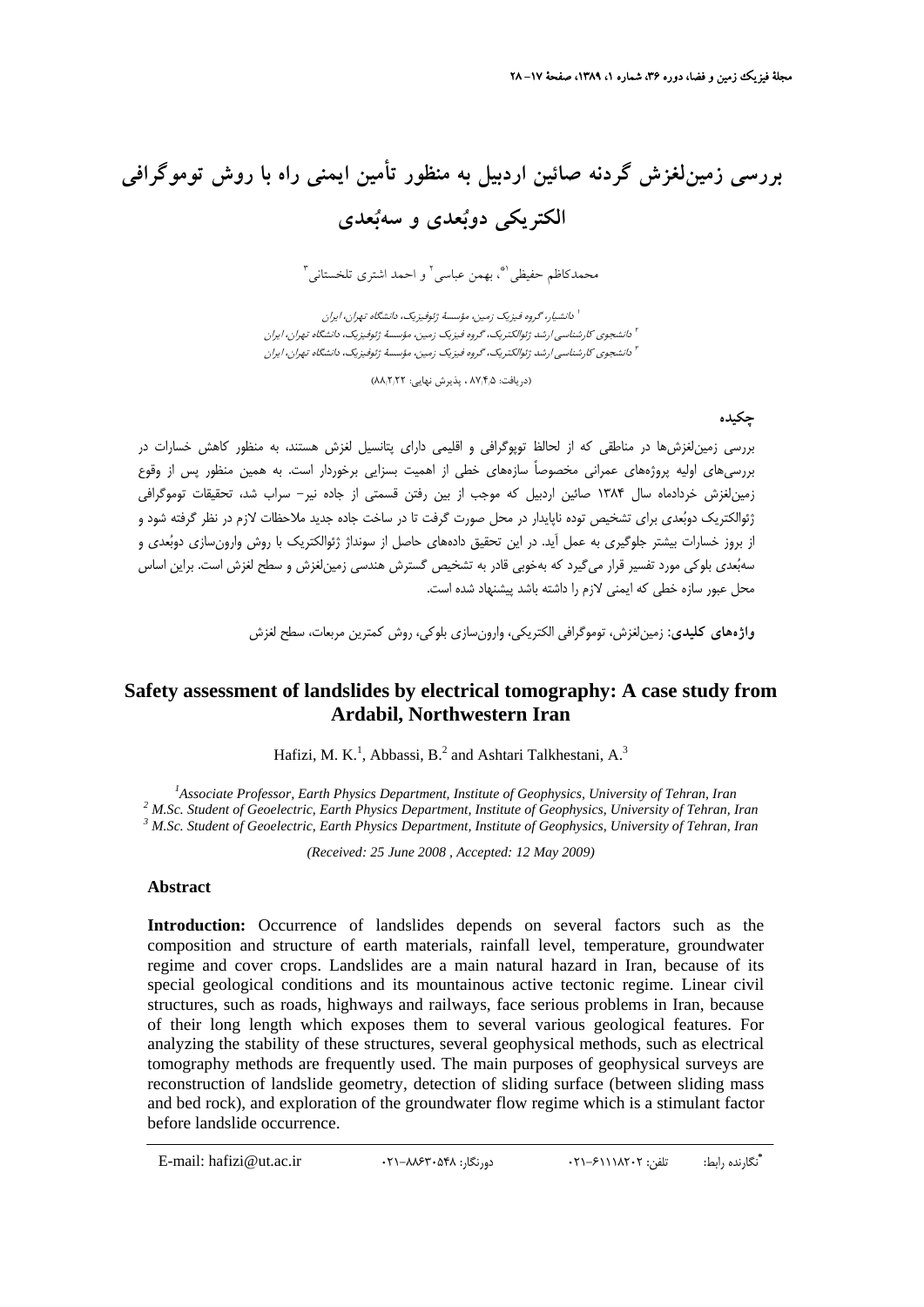# بررسی زمین‌لغزش گردنه صائین اردبیل به منظور تأمین ایمنی راه با روش توموگرافی الکتریکی دوبُعدی و سه‌بُعدی

محمدکاظم حفیظی[1*]، بهمن عباسی[2] و احمد اشتری تلخستانی[3]

[1] دانشیار، گروه فیزیک زمین، مؤسسهٔ ژئوفیزیک، دانشگاه تهران، ایران

[2] دانشجوی کارشناسی ارشد ژئوالکتریک، گروه فیزیک زمین، مؤسسهٔ ژئوفیزیک، دانشگاه تهران، ایران

[3] دانشجوی کارشناسی ارشد ژئوالکتریک، گروه فیزیک زمین، مؤسسهٔ ژئوفیزیک، دانشگاه تهران، ایران

(دریافت: ۸۷/۴/۵ ، پذیرش نهایی: ۸۸/۲/۲۲)

## چکیده

بررسی زمین‌لغزش‌ها در مناطقی که از لحاظ توپوگرافی و اقلیمی دارای پتانسیل لغزش هستند، به منظور کاهش خسارات در بررسی‌های اولیه پروژه‌های عمرانی مخصوصاً سازه‌های خطی از اهمیت بسزایی برخوردار است. به همین منظور پس از وقوع زمین‌لغزش خردادماه سال ۱۳۸۴ صائین اردبیل که موجب از بین رفتن قسمتی از جاده نیر- سراب شد، تحقیقات توموگرافی ژئوالکتریک دوبُعدی برای تشخیص توده ناپایدار در محل صورت گرفت تا در ساخت جاده جدید ملاحظات لازم در نظر گرفته شود و از بروز خسارات بیشتر جلوگیری به عمل آید. در این تحقیق داده‌های حاصل از سونداژ ژئوالکتریک با روش وارون‌سازی دوبُعدی و سه‌بُعدی بلوکی مورد تفسیر قرار می‌گیرد که به‌خوبی قادر به تشخیص گسترش هندسی زمین‌لغزش و سطح لغزش است. براین اساس محل عبور سازه خطی که ایمنی لازم را داشته باشد پیشنهاد شده است.

**واژه‌های کلیدی:** زمین‌لغزش، توموگرافی الکتریکی، وارون‌سازی بلوکی، روش کمترین مربعات، سطح لغزش

## Safety assessment of landslides by electrical tomography: A case study from Ardabil, Northwestern Iran

Hafizi, M. K.[1], Abbassi, B.[2] and Ashtari Talkhestani, A.[3]

[1] *Associate Professor, Earth Physics Department, Institute of Geophysics, University of Tehran, Iran*

[2] *M.Sc. Student of Geoelectric, Earth Physics Department, Institute of Geophysics, University of Tehran, Iran*

[3] *M.Sc. Student of Geoelectric, Earth Physics Department, Institute of Geophysics, University of Tehran, Iran*

*(Received: 25 June 2008 , Accepted: 12 May 2009)*

### Abstract

**Introduction:** Occurrence of landslides depends on several factors such as the composition and structure of earth materials, rainfall level, temperature, groundwater regime and cover crops. Landslides are a main natural hazard in Iran, because of its special geological conditions and its mountainous active tectonic regime. Linear civil structures, such as roads, highways and railways, face serious problems in Iran, because of their long length which exposes them to several various geological features. For analyzing the stability of these structures, several geophysical methods, such as electrical tomography methods are frequently used. The main purposes of geophysical surveys are reconstruction of landslide geometry, detection of sliding surface (between sliding mass and bed rock), and exploration of the groundwater flow regime which is a stimulant factor before landslide occurrence.

*نگارنده رابط: تلفن: ۰۲۱-۶۱۱۱۸۲۰۲ دورنگار: ۰۲۱-۸۸۶۳۰۵۴۸ E-mail: hafizi@ut.ac.ir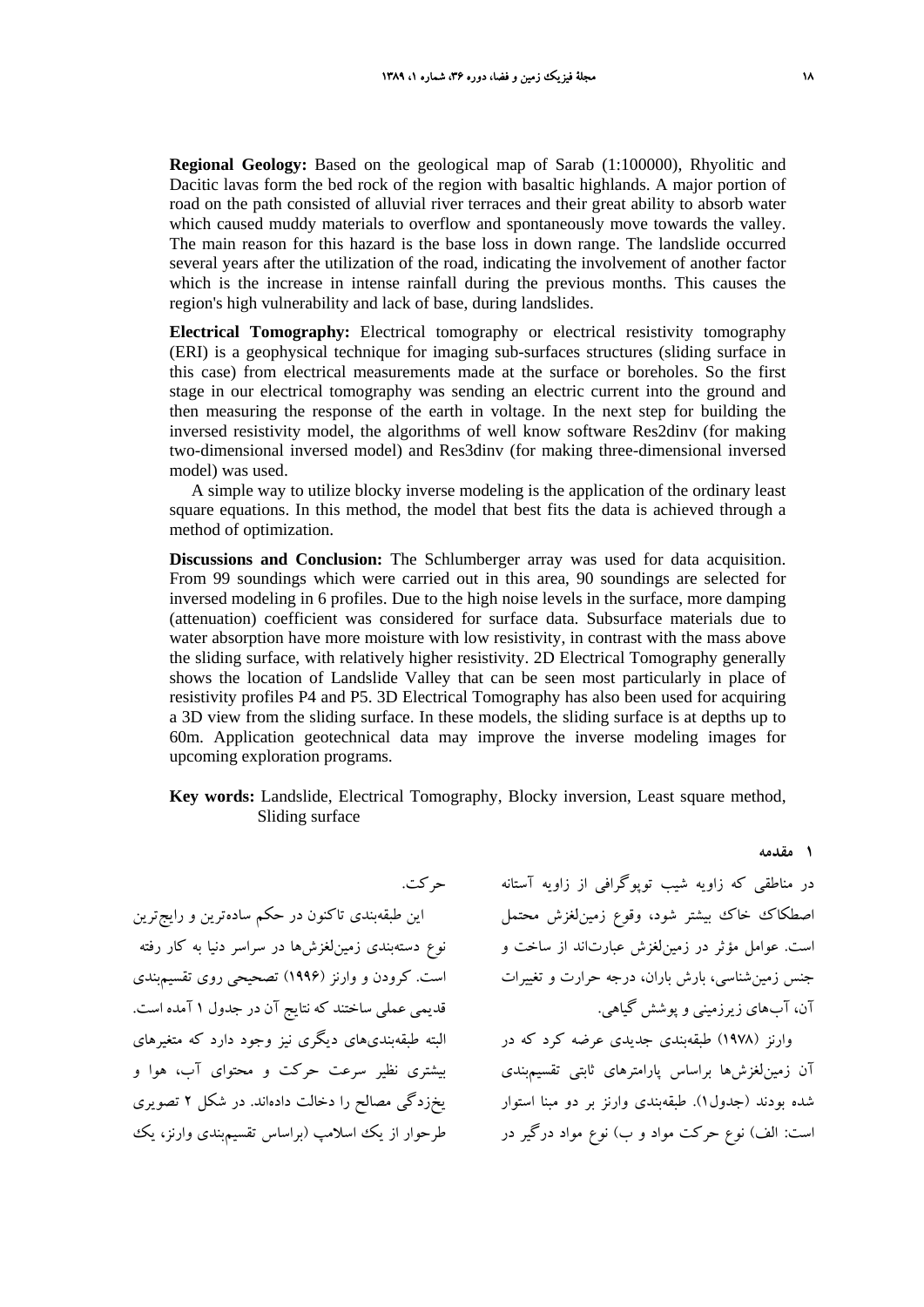**Regional Geology:** Based on the geological map of Sarab (1:100000), Rhyolitic and Dacitic lavas form the bed rock of the region with basaltic highlands. A major portion of road on the path consisted of alluvial river terraces and their great ability to absorb water which caused muddy materials to overflow and spontaneously move towards the valley. The main reason for this hazard is the base loss in down range. The landslide occurred several years after the utilization of the road, indicating the involvement of another factor which is the increase in intense rainfall during the previous months. This causes the region's high vulnerability and lack of base, during landslides.

**Electrical Tomography:** Electrical tomography or electrical resistivity tomography (ERI) is a geophysical technique for imaging sub-surfaces structures (sliding surface in this case) from electrical measurements made at the surface or boreholes. So the first stage in our electrical tomography was sending an electric current into the ground and then measuring the response of the earth in voltage. In the next step for building the inversed resistivity model, the algorithms of well know software Res2dinv (for making two-dimensional inversed model) and Res3dinv (for making three-dimensional inversed model) was used.

A simple way to utilize blocky inverse modeling is the application of the ordinary least square equations. In this method, the model that best fits the data is achieved through a method of optimization.

**Discussions and Conclusion:** The Schlumberger array was used for data acquisition. From 99 soundings which were carried out in this area, 90 soundings are selected for inversed modeling in 6 profiles. Due to the high noise levels in the surface, more damping (attenuation) coefficient was considered for surface data. Subsurface materials due to water absorption have more moisture with low resistivity, in contrast with the mass above the sliding surface, with relatively higher resistivity. 2D Electrical Tomography generally shows the location of Landslide Valley that can be seen most particularly in place of resistivity profiles P4 and P5. 3D Electrical Tomography has also been used for acquiring a 3D view from the sliding surface. In these models, the sliding surface is at depths up to 60m. Application geotechnical data may improve the inverse modeling images for upcoming exploration programs.

**Key words:** Landslide, Electrical Tomography, Blocky inversion, Least square method, Sliding surface

## ۱ مقدمه

در مناطقی که زاویه شیب توپوگرافی از زاویه آستانه اصطکاک خاک بیشتر شود، وقوع زمین‌لغزش محتمل است. عوامل مؤثر در زمین‌لغزش عبارت‌اند از ساخت و جنس زمین‌شناسی، بارش باران، درجه حرارت و تغییرات آن، آب‌های زیرزمینی و پوشش گیاهی.

وارنز (۱۹۷۸) طبقه‌بندی جدیدی عرضه کرد که در آن زمین‌لغزش‌ها براساس پارامترهای ثابتی تقسیم‌بندی شده بودند (جدول۱). طبقه‌بندی وارنز بر دو مبنا استوار است: الف) نوع حرکت مواد و ب) نوع مواد درگیر در حرکت.

این طبقه‌بندی تاکنون در حکم ساده‌ترین و رایج‌ترین نوع دسته‌بندی زمین‌لغزش‌ها در سراسر دنیا به کار رفته است. کرودن و وارنز (۱۹۹۶) تصحیحی روی تقسیم‌بندی قدیمی عملی ساختند که نتایج آن در جدول ۱ آمده است. البته طبقه‌بندی‌های دیگری نیز وجود دارد که متغیرهای بیشتری نظیر سرعت حرکت و محتوای آب، هوا و یخ‌زدگی مصالح را دخالت داده‌اند. در شکل ۲ تصویری طرحوار از یک اسلامپ (براساس تقسیم‌بندی وارنز، یک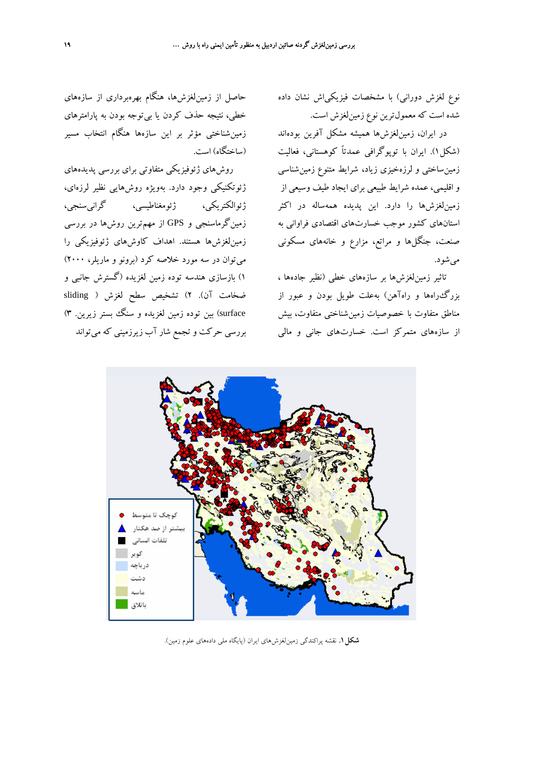نوع لغزش دورانی) با مشخصات فیزیکی‌اش نشان داده شده است که معمول‌ترین نوع زمین‌لغزش است.

در ایران، زمین‌لغزش‌ها همیشه مشکل آفرین بوده‌اند (شکل ۱). ایران با توپوگرافی عمدتاً کوهستانی، فعالیت زمین‌ساختی و لرزه‌خیزی زیاد، شرایط متنوع زمین‌شناسی و اقلیمی، عمده شرایط طبیعی برای ایجاد طیف وسیعی از زمین‌لغزش‌ها را دارد. این پدیده همه‌ساله در اکثر استان‌های کشور موجب خسارت‌های اقتصادی فراوانی به صنعت، جنگل‌ها و مراتع، مزارع و خانه‌های مسکونی می‌شود.

تاثیر زمین‌لغزش‌ها بر سازه‌های خطی (نظیر جاده‌ها ، بزرگ‌راه‌ها و راه‌آهن) به‌علت طویل بودن و عبور از مناطق متفاوت با خصوصیات زمین‌شناختی متفاوت، بیش از سازه‌های متمرکز است. خسارت‌های جانی و مالی حاصل از زمین‌لغزش‌ها، هنگام بهره‌برداری از سازه‌های خطی، نتیجه حذف کردن یا بی‌توجه بودن به پارامترهای زمین‌شناختی مؤثر بر این سازه‌ها هنگام انتخاب مسیر (ساختگاه) است.

روش‌های ژئوفیزیکی متفاوتی برای بررسی پدیده‌های ژئوتکنیکی وجود دارد. بویژه روش‌هایی نظیر لرزه‌ای، ژئوالکتریکی، ژئومغناطیسی، گرانی‌سنجی، زمین‌گرماسنجی و GPS از مهم‌ترین روش‌ها در بررسی زمین‌لغزش‌ها هستند. اهداف کاوش‌های ژئوفیزیکی را می‌توان در سه مورد خلاصه کرد (برونو و ماریلر، ۲۰۰۰) ۱) بازسازی هندسه توده زمین لغزیده (گسترش جانبی و ضخامت آن). ۲) تشخیص سطح لغزش ( sliding surface) بین توده زمین لغزیده و سنگ بستر زیرین. ۳) بررسی حرکت و تجمع شار آب زیرزمینی که می‌تواند

**شکل ۱.** نقشه پراکندگی زمین‌لغزش‌های ایران (پایگاه ملی داده‌های علوم زمین).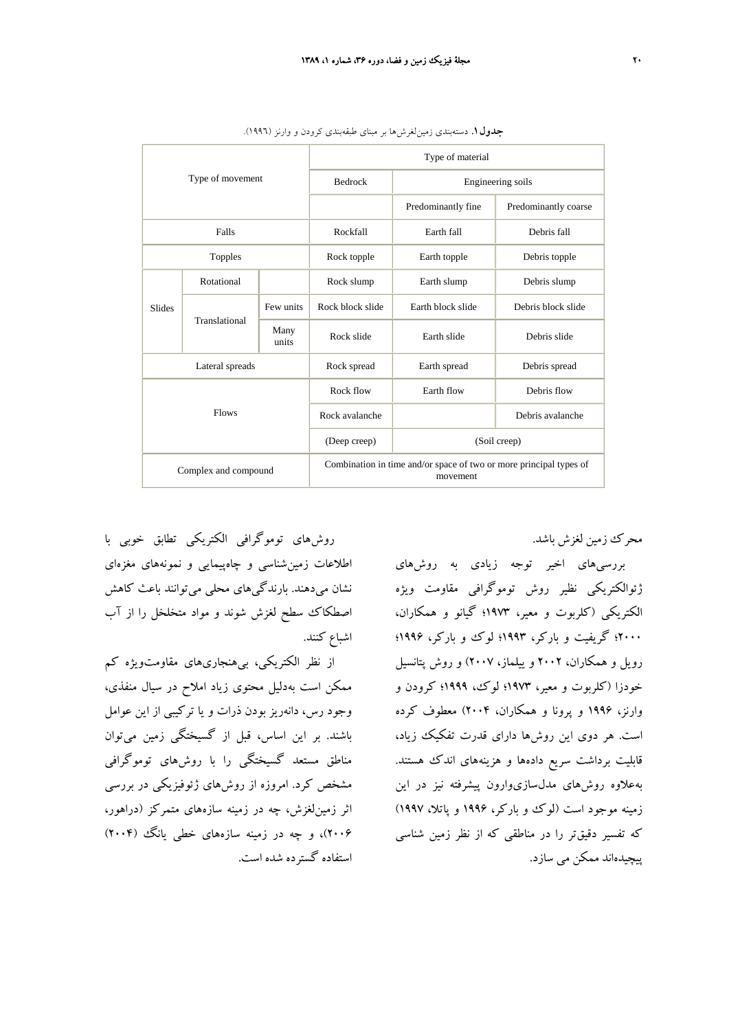**جدول ۱.** دسته‌بندی زمین‌لغزش‌ها بر مبنای طبقه‌بندی کرودن و وارنز (۱۹۹٦).

| Type of movement | | | Type of material | | |
|---|---|---|---|---|---|
| | | | Bedrock | Engineering soils | |
| | | | | Predominantly fine | Predominantly coarse |
| Falls | | | Rockfall | Earth fall | Debris fall |
| Topples | | | Rock topple | Earth topple | Debris topple |
| Slides | Rotational | | Rock slump | Earth slump | Debris slump |
| | Translational | Few units | Rock block slide | Earth block slide | Debris block slide |
| | | Many units | Rock slide | Earth slide | Debris slide |
| Lateral spreads | | | Rock spread | Earth spread | Debris spread |
| Flows | | | Rock flow | Earth flow | Debris flow |
| | | | Rock avalanche | | Debris avalanche |
| | | | (Deep creep) | (Soil creep) | |
| Complex and compound | | | Combination in time and/or space of two or more principal types of movement | | |

محرک زمین لغزش باشد.

بررسی‌های اخیر توجه زیادی به روش‌های ژئوالکتریکی نظیر روش توموگرافی مقاومت ویژه الکتریکی (کلربوت و معیر، ۱۹۷۳؛ گیانو و همکاران، ۲۰۰۰؛ گریفیت و بارکر، ۱۹۹۳؛ لوک و بارکر، ۱۹۹۶؛ رویل و همکاران، ۲۰۰۲ و ییلماز، ۲۰۰۷) و روش پتانسیل خودزا (کلربوت و معیر، ۱۹۷۳؛ لوک، ۱۹۹۹؛ کرودن و وارنز، ۱۹۹۶ و پرونا و همکاران، ۲۰۰۴) معطوف کرده است. هر دوی این روش‌ها دارای قدرت تفکیک زیاد، قابلیت برداشت سریع داده‌ها و هزینه‌های اندک هستند. به‌علاوه روش‌های مدل‌سازی‌وارون پیشرفته نیز در این زمینه موجود است (لوک و بارکر، ۱۹۹۶ و پاتلا، ۱۹۹۷) که تفسیر دقیق‌تر را در مناطقی که از نظر زمین شناسی پیچیده‌اند ممکن می سازد.

روش‌های توموگرافی الکتریکی تطابق خوبی با اطلاعات زمین‌شناسی و چاه‌پیمایی و نمونه‌های مغزه‌ای نشان می‌دهند. بارندگی‌های محلی می‌توانند باعث کاهش اصطکاک سطح لغزش شوند و مواد متخلخل را از آب اشباع کنند.

از نظر الکتریکی، بی‌هنجاری‌های مقاومت‌ویژه کم ممکن است به‌دلیل محتوی زیاد املاح در سیال منفذی، وجود رس، دانه‌ریز بودن ذرات و یا ترکیبی از این عوامل باشند. بر این اساس، قبل از گسیختگی زمین می‌توان مناطق مستعد گسیختگی را با روش‌های توموگرافی مشخص کرد. امروزه از روش‌های ژئوفیزیکی در بررسی اثر زمین‌لغزش، چه در زمینه سازه‌های متمرکز (دراهور، ۲۰۰۶)، و چه در زمینه سازه‌های خطی یانگ (۲۰۰۴) استفاده گسترده شده است.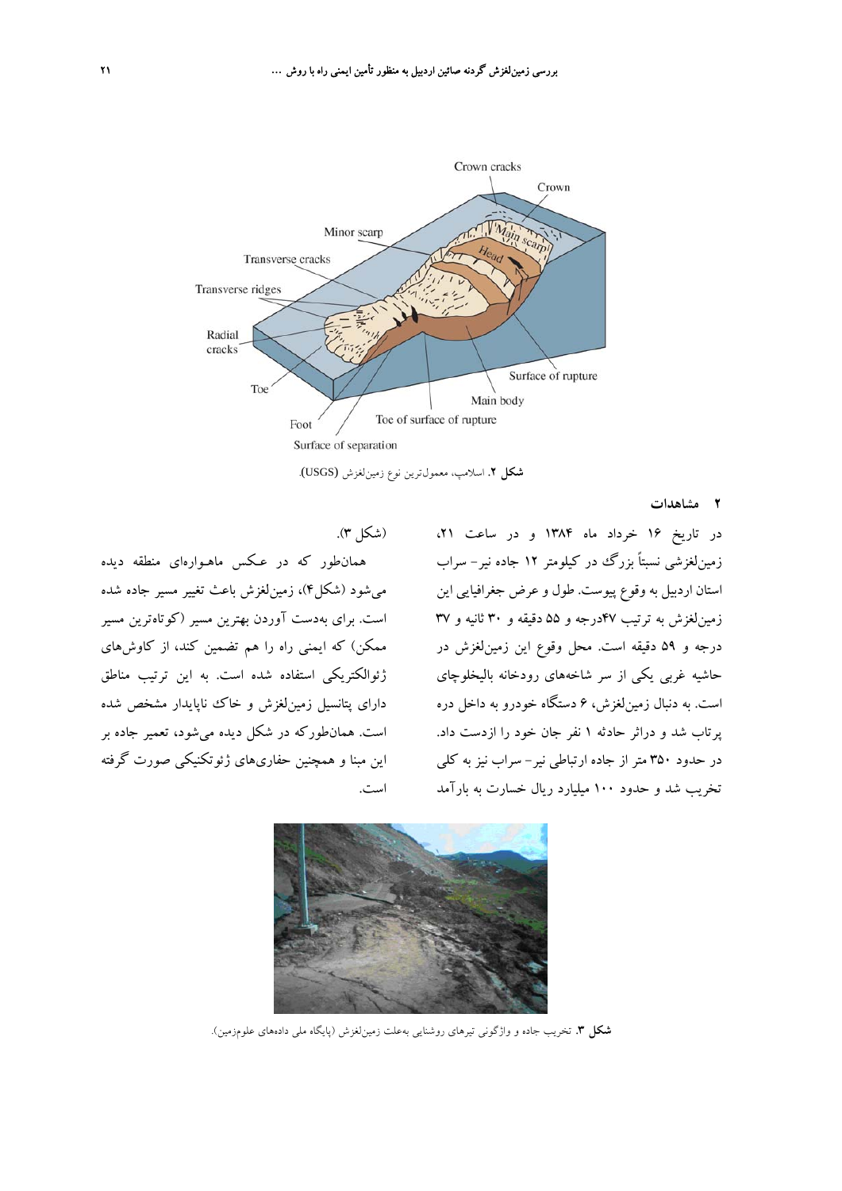شکل ۲. اسلامپ، معمول‌ترین نوع زمین‌لغزش (USGS).

## ۲ مشاهدات

در تاریخ ۱۶ خرداد ماه ۱۳۸۴ و در ساعت ۲۱، زمین‌لغزشی نسبتاً بزرگ در کیلومتر ۱۲ جاده نیر- سراب استان اردبیل به وقوع پیوست. طول و عرض جغرافیایی این زمین‌لغزش به ترتیب ۴۷درجه و ۵۵ دقیقه و ۳۰ ثانیه و ۳۷ درجه و ۵۹ دقیقه است. محل وقوع این زمین‌لغزش در حاشیه غربی یکی از سر شاخه‌های رودخانه بالیخلوچای است. به دنبال زمین‌لغزش، ۶ دستگاه خودرو به داخل دره پرتاب شد و دراثر حادثه ۱ نفر جان خود را ازدست داد. در حدود ۳۵۰ متر از جاده ارتباطی نیر- سراب نیز به کلی تخریب شد و حدود ۱۰۰ میلیارد ریال خسارت به بارآمد (شکل ۳).

همان‌طور که در عکس ماهواره‌ای منطقه دیده می‌شود (شکل۴)، زمین‌لغزش باعث تغییر مسیر جاده شده است. برای به‌دست آوردن بهترین مسیر (کوتاه‌ترین مسیر ممکن) که ایمنی راه را هم تضمین کند، از کاوش‌های ژئوالکتریکی استفاده شده است. به این ترتیب مناطق دارای پتانسیل زمین‌لغزش و خاک ناپایدار مشخص شده است. همان‌طورکه در شکل دیده می‌شود، تعمیر جاده بر این مبنا و همچنین حفاری‌های ژئوتکنیکی صورت گرفته است.

شکل ۳. تخریب جاده و واژگونی تیرهای روشنایی به‌علت زمین‌لغزش (پایگاه ملی داده‌های علوم‌زمین).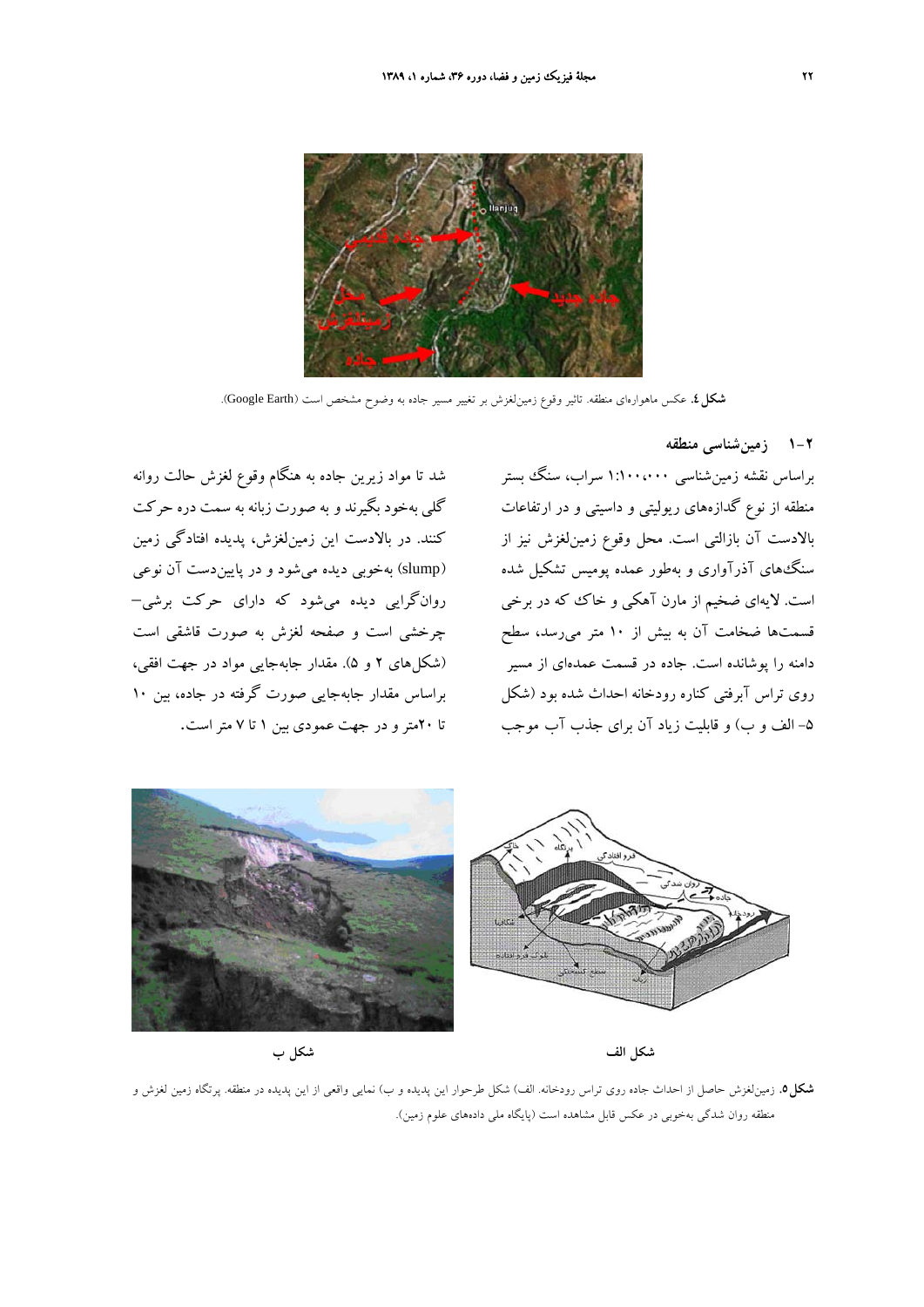شکل ٤. عکس ماهواره‌ای منطقه. تاثیر وقوع زمین‌لغزش بر تغییر مسیر جاده به وضوح مشخص است (Google Earth).

### ۲-۱ زمین‌شناسی منطقه

براساس نقشه زمین‌شناسی ۱:۱۰۰،۰۰۰ سراب، سنگ بستر منطقه از نوع گدازه‌های ریولیتی و داسیتی و در ارتفاعات بالادست آن بازالتی است. محل وقوع زمین‌لغزش نیز از سنگ‌های آذرآواری و به‌طور عمده پومیس تشکیل شده است. لایه‌ای ضخیم از مارن آهکی و خاک که در برخی قسمت‌ها ضخامت آن به بیش از ۱۰ متر می‌رسد، سطح دامنه را پوشانده است. جاده در قسمت عمده‌ای از مسیر روی تراس آبرفتی کناره رودخانه احداث شده بود (شکل ۵- الف و ب) و قابلیت زیاد آن برای جذب آب موجب شد تا مواد زیرین جاده به هنگام وقوع لغزش حالت روانه گلی به‌خود بگیرند و به صورت زبانه به سمت دره حرکت کنند. در بالادست این زمین‌لغزش، پدیده افتادگی زمین (slump) به‌خوبی دیده می‌شود و در پایین‌دست آن نوعی روان‌گرایی دیده می‌شود که دارای حرکت برشی–چرخشی است و صفحه لغزش به صورت قاشقی است (شکل‌های ۲ و ۵). مقدار جابه‌جایی مواد در جهت افقی، براساس مقدار جابه‌جایی صورت گرفته در جاده، بین ۱۰ تا ۲۰متر و در جهت عمودی بین ۱ تا ۷ متر است.

شکل الف

شکل ب

شکل ۵. زمین‌لغزش حاصل از احداث جاده روی تراس رودخانه. الف) شکل طرحوار این پدیده و ب) نمایی واقعی از این پدیده در منطقه. پرتگاه زمین لغزش و منطقه روان شدگی به‌خوبی در عکس قابل مشاهده است (پایگاه ملی داده‌های علوم زمین).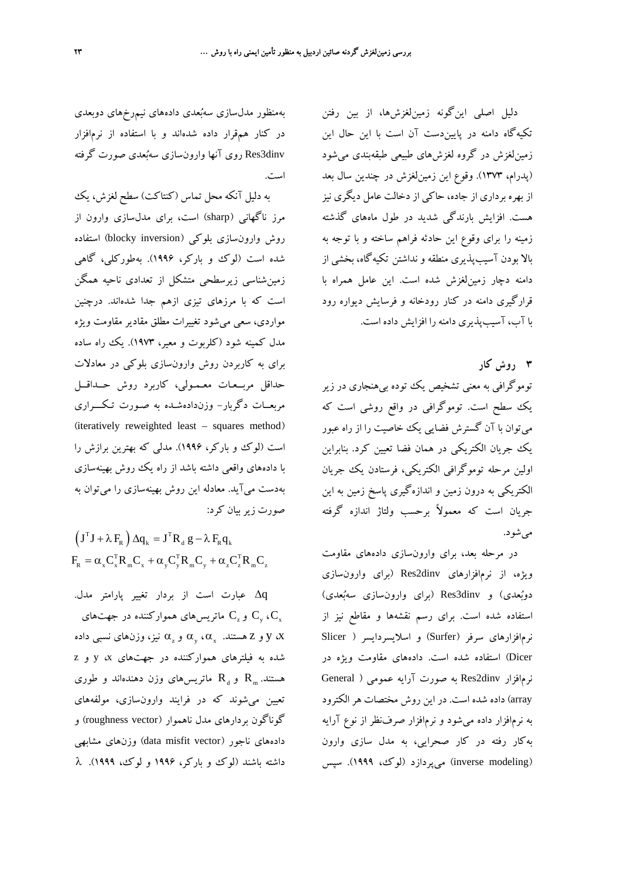دلیل اصلی این‌گونه زمین‌لغزش‌ها، از بین رفتن تکیه‌گاه دامنه در پایین‌دست آن است با این حال این زمین‌لغزش در گروه لغزش‌های طبیعی طبقه‌بندی می‌شود (پدرام، ۱۳۷۳). وقوع این زمین‌لغزش در چندین سال بعد از بهره برداری از جاده، حاکی از دخالت عامل دیگری نیز هست. افزایش بارندگی شدید در طول ماه‌های گذشته زمینه را برای وقوع این حادثه فراهم ساخته و با توجه به بالا بودن آسیب‌پذیری منطقه و نداشتن تکیه‌گاه، بخشی از دامنه دچار زمین‌لغزش شده است. این عامل همراه با قرارگیری دامنه در کنار رودخانه و فرسایش دیواره رود با آب، آسیب‌پذیری دامنه را افزایش داده است.

## ۳ روش کار

توموگرافی به معنی تشخیص یک توده بی‌هنجاری در زیر یک سطح است. توموگرافی در واقع روشی است که می‌توان با آن گسترش فضایی یک خاصیت را از راه عبور یک جریان الکتریکی در همان فضا تعیین کرد. بنابراین اولین مرحله توموگرافی الکتریکی، فرستادن یک جریان الکتریکی به درون زمین و اندازه‌گیری پاسخ زمین به این جریان است که معمولاً برحسب ولتاژ اندازه گرفته می‌شود.

در مرحله بعد، برای وارون‌سازی داده‌های مقاومت ویژه، از نرم‌افزارهای Res2dinv (برای وارون‌سازی دوبُعدی) و Res3dinv (برای وارون‌سازی سه‌بُعدی) استفاده شده است. برای رسم نقشه‌ها و مقاطع نیز از نرم‌افزارهای سرفر (Surfer) و اسلایسردایسر ( Slicer Dicer) استفاده شده است. داده‌های مقاومت ویژه در نرم‌افزار Res2dinv به صورت آرایه عمومی ( General array) داده شده است. در این روش مختصات هر الکترود به نرم‌افزار داده می‌شود و نرم‌افزار صرف‌نظر از نوع آرایه به‌کار رفته در کار صحرایی، به مدل سازی وارون (inverse modeling) می‌پردازد (لوک، ۱۹۹۹). سپس به‌منظور مدل‌سازی سه‌بُعدی داده‌های نیم‌رخ‌های دوبعدی در کنار هم‌قرار داده شده‌اند و با استفاده از نرم‌افزار Res3dinv روی آنها وارون‌سازی سه‌بُعدی صورت گرفته است.

به دلیل آنکه محل تماس (کنتاکت) سطح لغزش، یک مرز ناگهانی (sharp) است، برای مدل‌سازی وارون از روش وارون‌سازی بلوکی (blocky inversion) استفاده شده است (لوک و بارکر، ۱۹۹۶). به‌طورکلی، گاهی زمین‌شناسی زیرسطحی متشکل از تعدادی ناحیه همگن است که با مرزهای تیزی ازهم جدا شده‌اند. درچنین مواردی، سعی می‌شود تغییرات مطلق مقادیر مقاومت ویژه مدل کمینه شود (کلربوت و معیر، ۱۹۷۳). یک راه ساده برای به کاربردن روش وارون‌سازی بلوکی در معادلات حداقل مربعات معمولی، کاربرد روش حداقل مربعات دگربار- وزن‌داده‌شده به صورت تکراری (iteratively reweighted least – squares method) است (لوک و بارکر، ۱۹۹۶). مدلی که بهترین برازش را با داده‌های واقعی داشته باشد از راه یک روش بهینه‌سازی به‌دست می‌آید. معادله این روش بهینه‌سازی را می‌توان به صورت زیر بیان کرد:

$$\left(J^T J + \lambda F_R\right) \Delta q_k = J^T R_d g - \lambda F_R q_k$$

$$F_R = \alpha_x C_x^T R_m C_x + \alpha_y C_y^T R_m C_y + \alpha_z C_z^T R_m C_z$$

$\Delta q$ عبارت است از بردار تغییر پارامتر مدل. $C_x$، $C_y$ و $C_z$ ماتریس‌های هموارکننده در جهت‌های x، y و z هستند. $\alpha_x$، $\alpha_y$ و $\alpha_z$ نیز، وزن‌های نسبی داده شده به فیلترهای هموارکننده در جهت‌های x، y و z هستند. $R_m$ و $R_d$ ماتریس‌های وزن دهنده‌اند و طوری تعیین می‌شوند که در فرایند وارون‌سازی، مولفه‌های گوناگون بردارهای مدل ناهموار (roughness vector) و داده‌های ناجور (data misfit vector) وزن‌های مشابهی داشته باشند (لوک و بارکر، ۱۹۹۶ و لوک، ۱۹۹۹). $\lambda$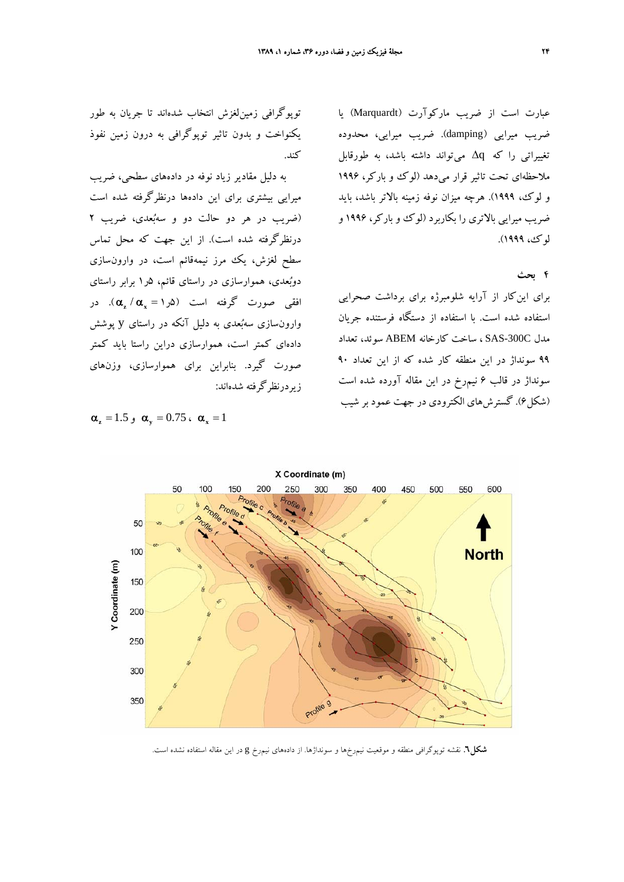عبارت است از ضریب مارکوآرت (Marquardt) یا ضریب میرایی (damping). ضریب میرایی، محدوده تغییراتی را که $\Delta q$ می‌تواند داشته باشد، به طورقابل ملاحظه‌ای تحت تاثیر قرار می‌دهد (لوک و بارکر، ۱۹۹۶ و لوک، ۱۹۹۹). هرچه میزان نوفه زمینه بالاتر باشد، باید ضریب میرایی بالاتری را بکاربرد (لوک و بارکر، ۱۹۹۶ و لوک، ۱۹۹۹).

## ۴ بحث

برای این‌کار از آرایه شلومبرژه برای برداشت صحرایی استفاده شده است. با استفاده از دستگاه فرستنده جریان مدل SAS-300C ، ساخت کارخانه ABEM سوئد، تعداد ۹۹ سونداژ در این منطقه کار شده که از این تعداد ۹۰ سونداژ در قالب ۶ نیم‌رخ در این مقاله آورده شده است (شکل۶). گسترش‌های الکترودی در جهت عمود بر شیب توپوگرافی زمین‌لغزش انتخاب شده‌اند تا جریان به طور یکنواخت و بدون تاثیر توپوگرافی به درون زمین نفوذ کند.

به دلیل مقادیر زیاد نوفه در داده‌های سطحی، ضریب میرایی بیشتری برای این داده‌ها درنظرگرفته شده است (ضریب در هر دو حالت دو و سه‌بُعدی، ضریب ۲ درنظرگرفته شده است). از این جهت که محل تماس سطح لغزش، یک مرز نیمه‌قائم است، در وارون‌سازی دوبُعدی، هموارسازی در راستای قائم، ۱٫۵ برابر راستای افقی صورت گرفته است ($\alpha_z / \alpha_x = 1.5$). در وارون‌سازی سه‌بُعدی به دلیل آنکه در راستای y پوشش داده‌ای کمتر است، هموارسازی دراین راستا باید کمتر صورت گیرد. بنابراین برای هموارسازی، وزن‌های زیردرنظرگرفته شده‌اند:

$$\alpha_x = 1 \text{، } \alpha_y = 0.75 \text{ و } \alpha_z = 1.5$$

**شکل۶.** نقشه توپوگرافی منطقه و موقعیت نیم‌رخ‌ها و سونداژها. از داده‌های نیم‌رخ g در این مقاله استفاده نشده است.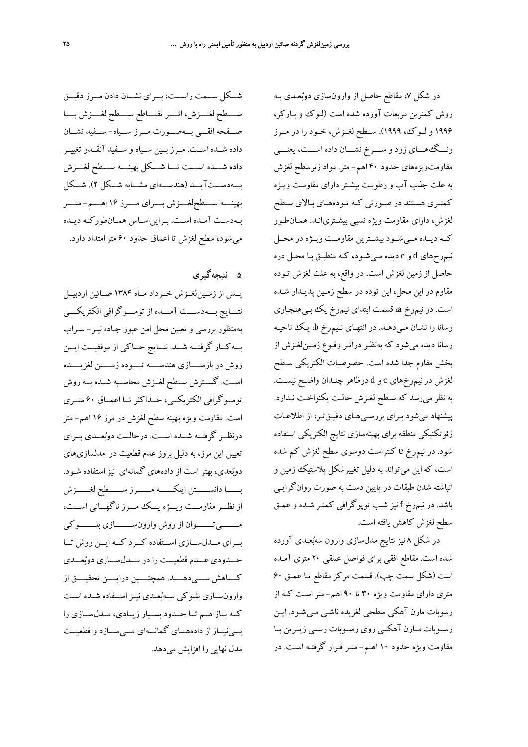در شکل ۷، مقاطع حاصل از وارون‌سازی دوبُعدی به روش کمترین مربعات آورده شده است (لوک و بارکر، ۱۹۹۶ و لوک، ۱۹۹۹). سطح لغزش، خود را در مرز رنگ‌های زرد و سرخ نشان داده است، یعنی مقاومت‌ویژه‌های حدود ۴۰ اهم- متر. مواد زیرسطح لغزش به علت جذب آب و رطوبت بیشتر دارای مقاومت ویژه کمتری هستند در صورتی که توده‌های بالای سطح لغزش، دارای مقاومت ویژه نسبی بیشتری‌اند. همان‌طور که دیده می‌شود بیشترین مقاومت ویژه در محل نیم‌رخ‌های d و e دیده می‌شود، که منطبق با محل دره حاصل از زمین لغزش است. در واقع، به علت لغزش توده مقاوم در این محل، این توده در سطح زمین پدیدار شده است. در نیم‌رخ a، قسمت ابتدای نیم‌رخ یک بی‌هنجاری رسانا را نشان می‌دهد. در انتهای نیم‌رخ b، یک ناحیه رسانا دیده می‌شود که به‌نظر درااثر وقوع زمین‌لغزش از بخش مقاوم جدا شده است. خصوصیات الکتریکی سطح لغزش در نیم‌رخ‌های c و d درظاهر چندان واضح نیست. به نظر می‌رسد که سطح لغزش حالت یکنواخت ندارد. پیشنهاد می‌شود برای بررسی‌های دقیق‌تر، از اطلاعات ژئوتکنیکی منطقه برای بهینه‌سازی نتایج الکتریکی استفاده شود. در نیم‌رخ e کنتراست دوسوی سطح لغزش کم شده است، که این می‌تواند به دلیل تغییرشکل پلاستیک زمین و انباشته شدن طبقات در پایین دست به صورت روان‌گرایی باشد. در نیم‌رخ f نیز شیب توپوگرافی کمتر شده و عمق سطح لغزش کاهش یافته است.

در شکل ۸ نیز نتایج مدل‌سازی وارون سه‌بُعدی آورده شده است. مقاطع افقی برای فواصل عمقی ۲۰ متری آمده است (شکل سمت چپ). قسمت مرکز مقاطع تا عمق ۶۰ متری دارای مقاومت ویژه ۳۰ تا ۹۰ اهم- متر است که از رسوبات مارن آهکی سطحی لغزیده ناشی می‌شود. این رسوبات مارن آهکی روی رسوبات رسی زیرین با مقاومت ویژه حدود ۱۰ اهم- متر قرار گرفته است. در شکل سمت راست، برای نشان دادن مرز دقیق سطح لغزش، اثر تقاطع سطح لغزش با صفحه افقی به‌صورت مرز سیاه- سفید نشان داده شده است. مرز بین سیاه و سفید آنقدر تغییر داده شده است تا شکل بهینه سطح لغزش به‌دست‌آید (هندسه‌ای مشابه شکل ۲). شکل بهینه سطح‌لغزش برای مرز ۱۶ اهم- متر به‌دست آمده است. براین‌اساس همان‌طورکه دیده می‌شود، سطح لغزش تا اعماق حدود ۶۰ متر امتداد دارد.

## ۵ نتیجه‌گیری

پس از زمین‌لغزش خرداد ماه ۱۳۸۴ صائین اردبیل نتایج به‌دست آمده از توموگرافی الکتریکی به‌منظور بررسی و تعیین محل امن عبور جاده نیر- سراب به‌کار گرفته شد. نتایج حاکی از موفقیت این روش در بازسازی هندسه توده زمین لغزیده است. گسترش سطح لغزش محاسبه شده به روش توموگرافی الکتریکی، حداکثر تا اعماق ۶۰ متری است. مقاومت ویژه بهینه سطح لغزش در مرز ۱۶ اهم- متر درنظر گرفته شده است. درحالت دوبُعدی برای تعیین این مرز، به دلیل بروز عدم قطعیت در مدلسازی‌های دوبُعدی، بهتر است از داده‌های گمانه‌ای نیز استفاده شود. با دانستن اینکه مرز سطح لغزش از نظر مقاومت ویژه یک مرز ناگهانی است، می‌توان از روش وارون‌سازی بلوکی برای مدل‌سازی استفاده کرد که این روش تا حدودی عدم قطعیت را در مدل‌سازی دوبُعدی کاهش می‌دهد. همچنین دراین تحقیق از وارون‌سازی بلوکی سه‌بُعدی نیز استفاده شده است که باز هم تا حدود بسیار زیادی، مدل‌سازی را بی‌نیاز از داده‌های گمانه‌ای می‌سازد و قطعیت مدل نهایی را افزایش می‌دهد.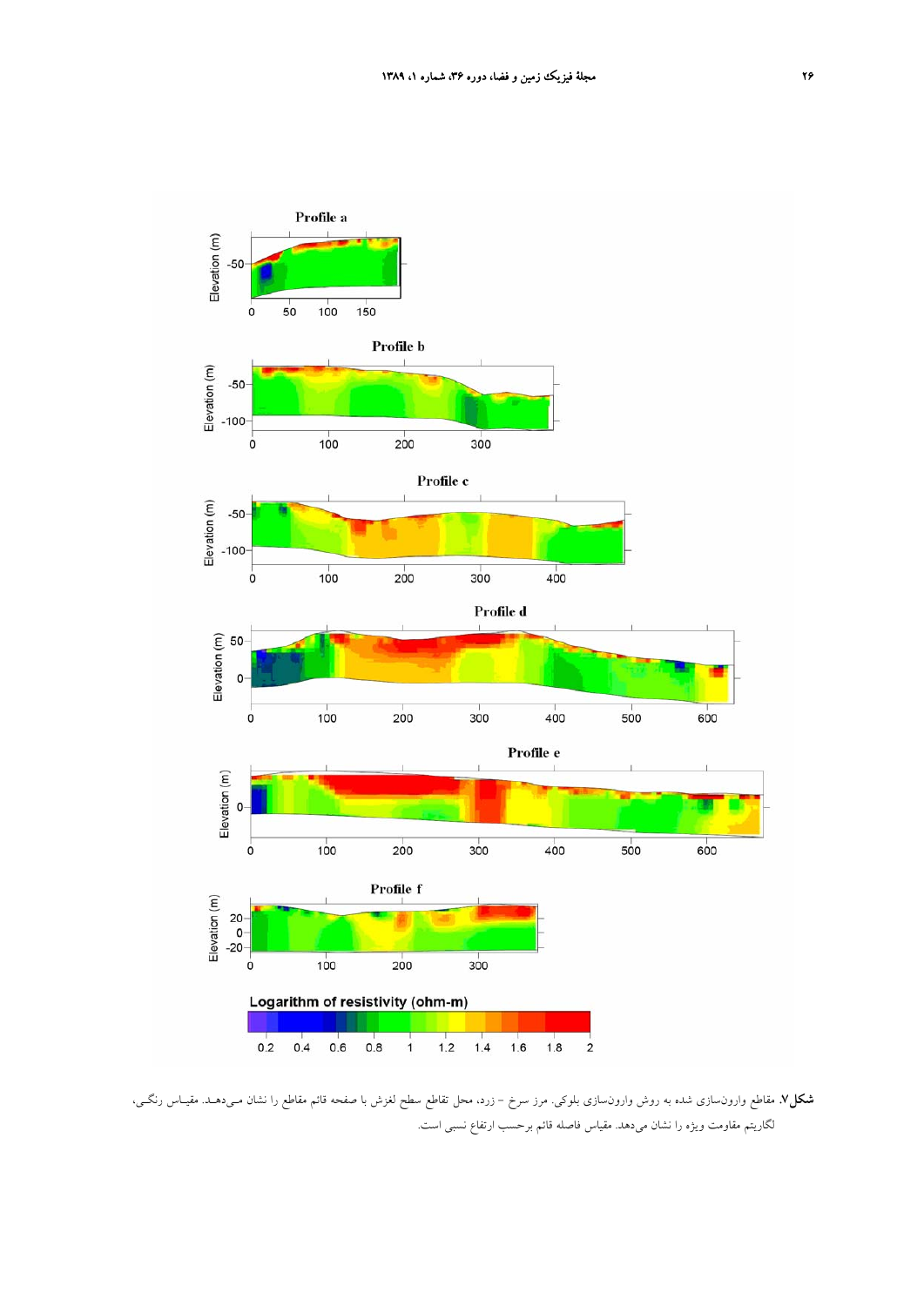**شکل ۷.** مقاطع وارون‌سازی شده به روش وارون‌سازی بلوکی. مرز سرخ – زرد، محل تقاطع سطح لغزش با صفحه قائم مقاطع را نشان مـی‌دهـد. مقیـاس رنگـی، لگاریتم مقاومت ویژه را نشان می‌دهد. مقیاس فاصله قائم برحسب ارتفاع نسبی است.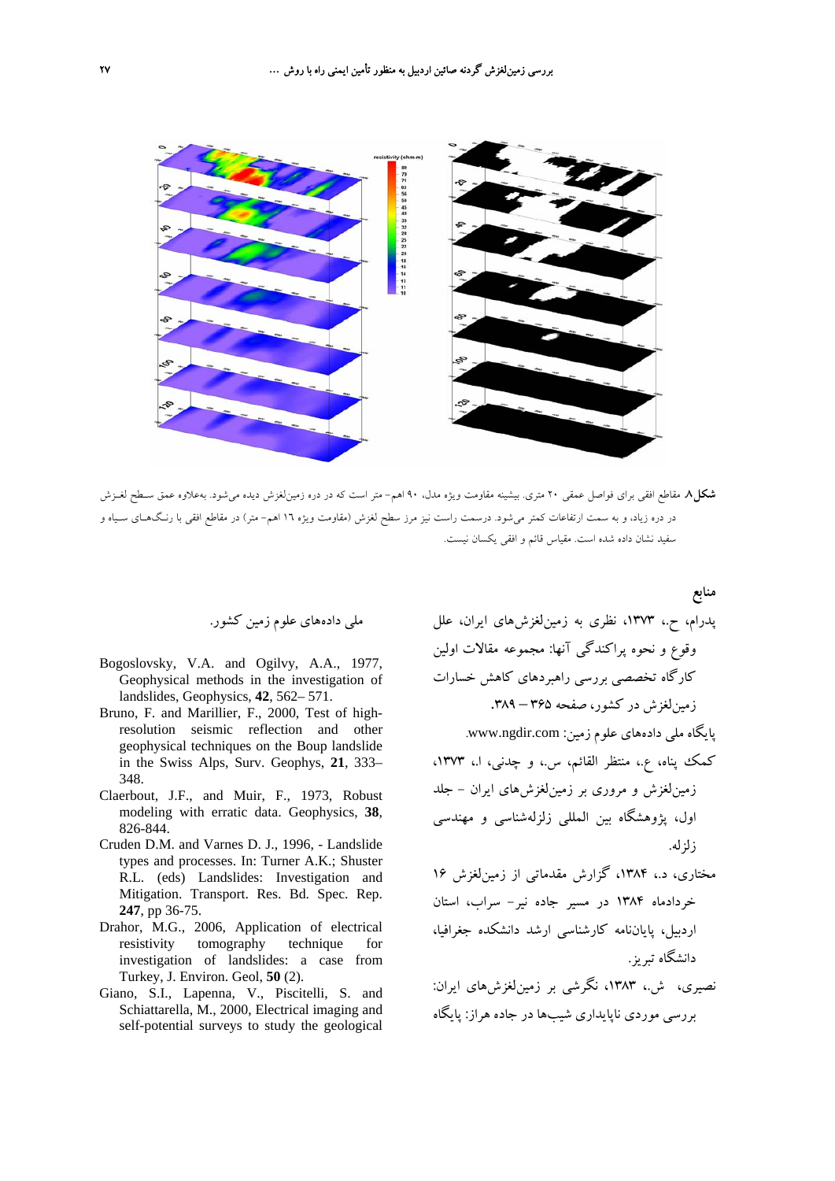**شکل۸** مقاطع افقی برای فواصل عمقی ۲۰ متری. بیشینه مقاومت ویژه مدل، ۹۰ اهم- متر است که در دره زمین‌لغزش دیده می‌شود. به‌علاوه عمق سطح لغزش در دره زیاد، و به سمت ارتفاعات کمتر می‌شود. درسمت راست نیز مرز سطح لغزش (مقاومت ویژه ۱۶ اهم- متر) در مقاطع افقی با رنگ‌های سیاه و سفید نشان داده شده است. مقیاس قائم و افقی یکسان نیست.

## منابع

پدرام، ح.، ۱۳۷۳، نظری به زمین‌لغزش‌های ایران، علل وقوع و نحوه پراکندگی آنها: مجموعه مقالات اولین کارگاه تخصصی بررسی راهبردهای کاهش خسارات زمین‌لغزش در کشور، صفحه ۳۶۵ – ۳۸۹.

پایگاه ملی داده‌های علوم زمین: www.ngdir.com.

کمک پناه، ع.، منتظر القائم، س.، و چدنی، ا.، ۱۳۷۳، زمین‌لغزش و مروری بر زمین‌لغزش‌های ایران – جلد اول، پژوهشگاه بین المللی زلزله‌شناسی و مهندسی زلزله.

مختاری، د.، ۱۳۸۴، گزارش مقدماتی از زمین‌لغزش ۱۶ خردادماه ۱۳۸۴ در مسیر جاده نیر- سراب، استان اردبیل، پایان‌نامه کارشناسی ارشد دانشکده جغرافیا، دانشگاه تبریز.

نصیری، ش.، ۱۳۸۳، نگرشی بر زمین‌لغزش‌های ایران: بررسی موردی ناپایداری شیب‌ها در جاده هراز: پایگاه ملی داده‌های علوم زمین کشور.

Bogoslovsky, V.A. and Ogilvy, A.A., 1977, Geophysical methods in the investigation of landslides, Geophysics, **42**, 562– 571.

Bruno, F. and Marillier, F., 2000, Test of high-resolution seismic reflection and other geophysical techniques on the Boup landslide in the Swiss Alps, Surv. Geophys, **21**, 333–348.

Claerbout, J.F., and Muir, F., 1973, Robust modeling with erratic data. Geophysics, **38**, 826-844.

Cruden D.M. and Varnes D. J., 1996, - Landslide types and processes. In: Turner A.K.; Shuster R.L. (eds) Landslides: Investigation and Mitigation. Transport. Res. Bd. Spec. Rep. **247**, pp 36-75.

Drahor, M.G., 2006, Application of electrical resistivity tomography technique for investigation of landslides: a case from Turkey, J. Environ. Geol, **50** (2).

Giano, S.I., Lapenna, V., Piscitelli, S. and Schiattarella, M., 2000, Electrical imaging and self-potential surveys to study the geological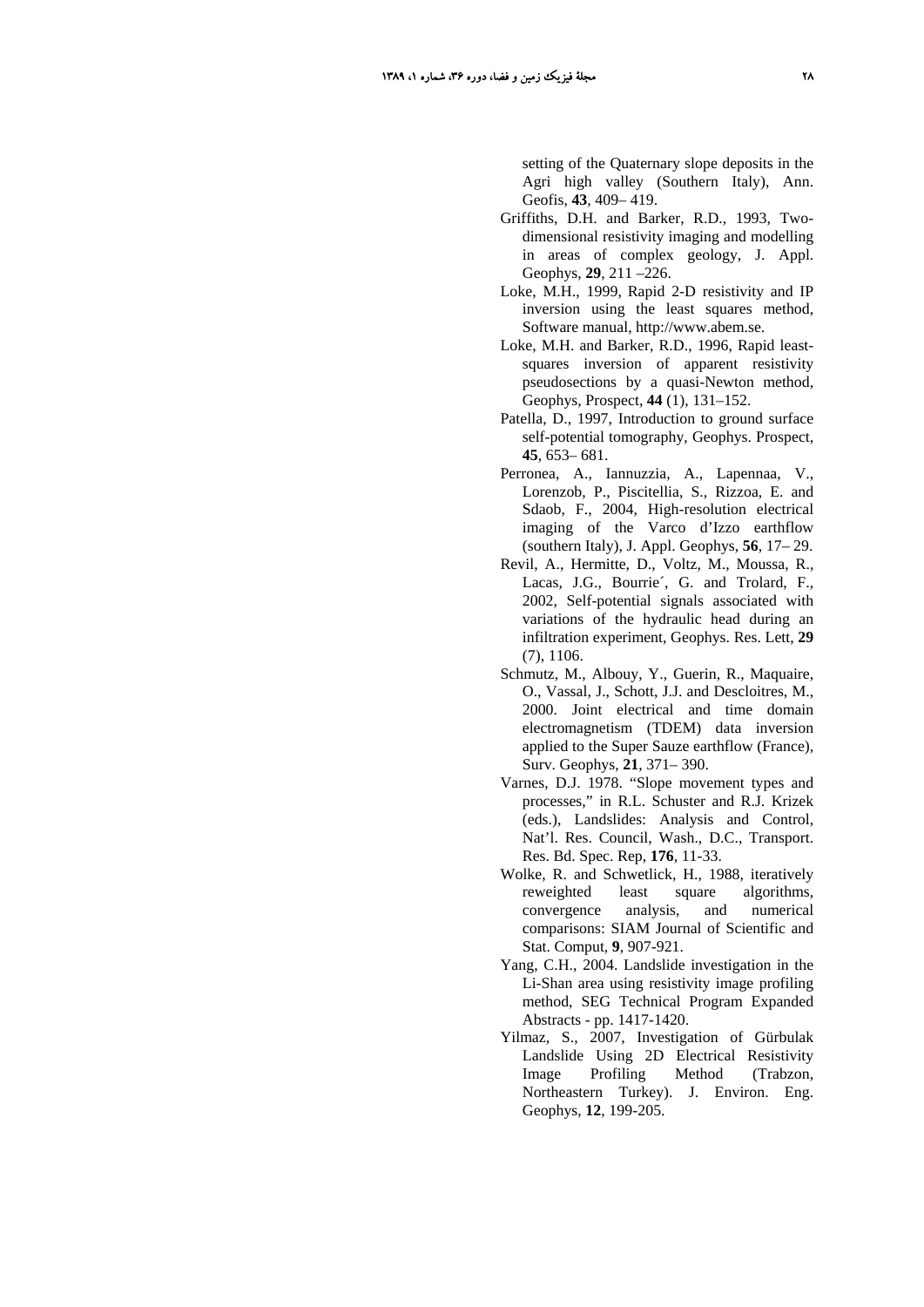setting of the Quaternary slope deposits in the Agri high valley (Southern Italy), Ann. Geofis, **43**, 409– 419.

Griffiths, D.H. and Barker, R.D., 1993, Two-dimensional resistivity imaging and modelling in areas of complex geology, J. Appl. Geophys, **29**, 211 –226.

Loke, M.H., 1999, Rapid 2-D resistivity and IP inversion using the least squares method, Software manual, http://www.abem.se.

Loke, M.H. and Barker, R.D., 1996, Rapid least-squares inversion of apparent resistivity pseudosections by a quasi-Newton method, Geophys, Prospect, **44** (1), 131–152.

Patella, D., 1997, Introduction to ground surface self-potential tomography, Geophys. Prospect, **45**, 653– 681.

Perronea, A., Iannuzzia, A., Lapennaa, V., Lorenzob, P., Piscitellia, S., Rizzoa, E. and Sdaob, F., 2004, High-resolution electrical imaging of the Varco d'Izzo earthflow (southern Italy), J. Appl. Geophys, **56**, 17– 29.

Revil, A., Hermitte, D., Voltz, M., Moussa, R., Lacas, J.G., Bourrie´, G. and Trolard, F., 2002, Self-potential signals associated with variations of the hydraulic head during an infiltration experiment, Geophys. Res. Lett, **29** (7), 1106.

Schmutz, M., Albouy, Y., Guerin, R., Maquaire, O., Vassal, J., Schott, J.J. and Descloitres, M., 2000. Joint electrical and time domain electromagnetism (TDEM) data inversion applied to the Super Sauze earthflow (France), Surv. Geophys, **21**, 371– 390.

Varnes, D.J. 1978. "Slope movement types and processes," in R.L. Schuster and R.J. Krizek (eds.), Landslides: Analysis and Control, Nat'l. Res. Council, Wash., D.C., Transport. Res. Bd. Spec. Rep, **176**, 11-33.

Wolke, R. and Schwetlick, H., 1988, iteratively reweighted least square algorithms, convergence analysis, and numerical comparisons: SIAM Journal of Scientific and Stat. Comput, **9**, 907-921.

Yang, C.H., 2004. Landslide investigation in the Li-Shan area using resistivity image profiling method, SEG Technical Program Expanded Abstracts - pp. 1417-1420.

Yilmaz, S., 2007, Investigation of Gürbulak Landslide Using 2D Electrical Resistivity Image Profiling Method (Trabzon, Northeastern Turkey). J. Environ. Eng. Geophys, **12**, 199-205.